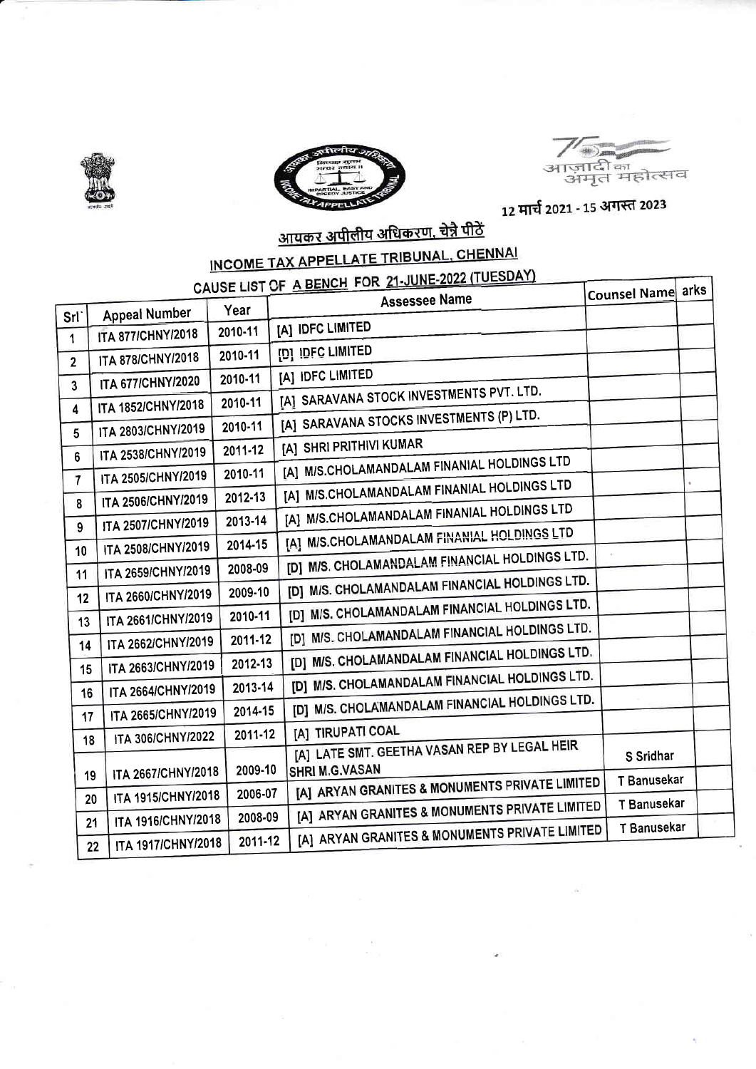आज़ादी का अमृत महोत्सव

12 मार्च 2021 - 15 अगस्त 2023

# आयकर अपीलीय अधिकरण, चेन्नै पीठें

# INCOME TAX APPELLATE TRIBUNAL, CHENNAI

## CAUSE LIST OF A BENCH FOR 21-JUNE-2022 (TUESDAY)

| Srl | Appeal Number | Year | Assessee Name | Counsel Name | arks |
|---|---|---|---|---|---|
| 1 | ITA 877/CHNY/2018 | 2010-11 | [A] IDFC LIMITED | | |
| 2 | ITA 878/CHNY/2018 | 2010-11 | [D] IDFC LIMITED | | |
| 3 | ITA 677/CHNY/2020 | 2010-11 | [A] IDFC LIMITED | | |
| 4 | ITA 1852/CHNY/2018 | 2010-11 | [A] SARAVANA STOCK INVESTMENTS PVT. LTD. | | |
| 5 | ITA 2803/CHNY/2019 | 2010-11 | [A] SARAVANA STOCKS INVESTMENTS (P) LTD. | | |
| 6 | ITA 2538/CHNY/2019 | 2011-12 | [A] SHRI PRITHIVI KUMAR | | |
| 7 | ITA 2505/CHNY/2019 | 2010-11 | [A] M/S.CHOLAMANDALAM FINANIAL HOLDINGS LTD | | |
| 8 | ITA 2506/CHNY/2019 | 2012-13 | [A] M/S.CHOLAMANDALAM FINANIAL HOLDINGS LTD | | |
| 9 | ITA 2507/CHNY/2019 | 2013-14 | [A] M/S.CHOLAMANDALAM FINANIAL HOLDINGS LTD | | |
| 10 | ITA 2508/CHNY/2019 | 2014-15 | [A] M/S.CHOLAMANDALAM FINANIAL HOLDINGS LTD | | |
| 11 | ITA 2659/CHNY/2019 | 2008-09 | [D] M/S. CHOLAMANDALAM FINANCIAL HOLDINGS LTD. | | |
| 12 | ITA 2660/CHNY/2019 | 2009-10 | [D] M/S. CHOLAMANDALAM FINANCIAL HOLDINGS LTD. | | |
| 13 | ITA 2661/CHNY/2019 | 2010-11 | [D] M/S. CHOLAMANDALAM FINANCIAL HOLDINGS LTD. | | |
| 14 | ITA 2662/CHNY/2019 | 2011-12 | [D] M/S. CHOLAMANDALAM FINANCIAL HOLDINGS LTD. | | |
| 15 | ITA 2663/CHNY/2019 | 2012-13 | [D] M/S. CHOLAMANDALAM FINANCIAL HOLDINGS LTD. | | |
| 16 | ITA 2664/CHNY/2019 | 2013-14 | [D] M/S. CHOLAMANDALAM FINANCIAL HOLDINGS LTD. | | |
| 17 | ITA 2665/CHNY/2019 | 2014-15 | [D] M/S. CHOLAMANDALAM FINANCIAL HOLDINGS LTD. | | |
| 18 | ITA 306/CHNY/2022 | 2011-12 | [A] TIRUPATI COAL | | |
| 19 | ITA 2667/CHNY/2018 | 2009-10 | [A] LATE SMT. GEETHA VASAN REP BY LEGAL HEIR SHRI M.G.VASAN | S Sridhar | |
| 20 | ITA 1915/CHNY/2018 | 2006-07 | [A] ARYAN GRANITES & MONUMENTS PRIVATE LIMITED | T Banusekar | |
| 21 | ITA 1916/CHNY/2018 | 2008-09 | [A] ARYAN GRANITES & MONUMENTS PRIVATE LIMITED | T Banusekar | |
| 22 | ITA 1917/CHNY/2018 | 2011-12 | [A] ARYAN GRANITES & MONUMENTS PRIVATE LIMITED | T Banusekar | |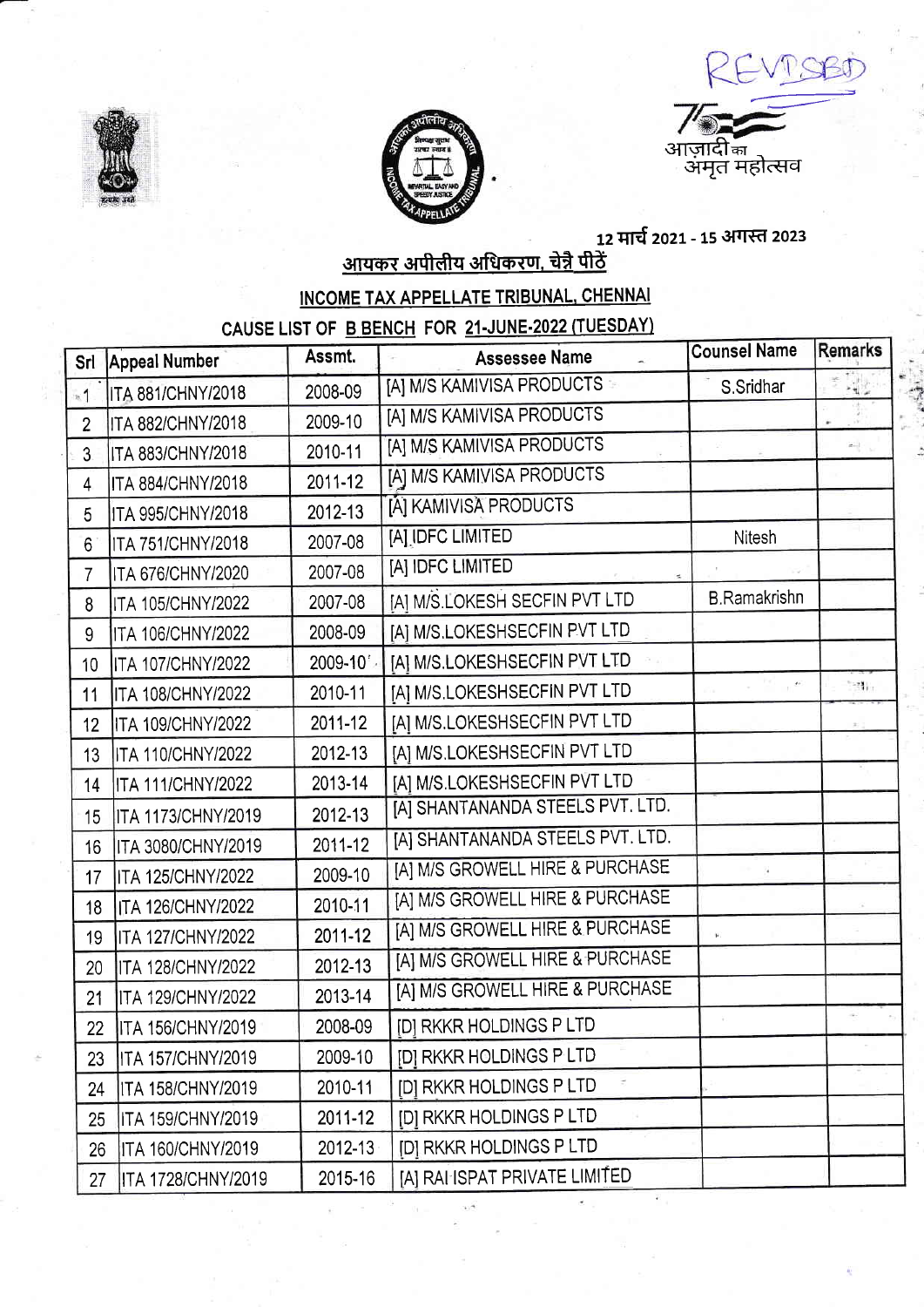REVISBD

आज़ादी का अमृत महोत्सव

12 मार्च 2021 - 15 अगस्त 2023

## आयकर अपीलीय अधिकरण, चेन्नै पीठें

## INCOME TAX APPELLATE TRIBUNAL, CHENNAI

### CAUSE LIST OF B BENCH FOR 21-JUNE-2022 (TUESDAY)

| Srl | Appeal Number | Assmt. | Assessee Name | Counsel Name | Remarks |
|---|---|---|---|---|---|
| 1 | ITA 881/CHNY/2018 | 2008-09 | [A] M/S KAMIVISA PRODUCTS | S.Sridhar | |
| 2 | ITA 882/CHNY/2018 | 2009-10 | [A] M/S KAMIVISA PRODUCTS | | |
| 3 | ITA 883/CHNY/2018 | 2010-11 | [A] M/S KAMIVISA PRODUCTS | | |
| 4 | ITA 884/CHNY/2018 | 2011-12 | [A] M/S KAMIVISA PRODUCTS | | |
| 5 | ITA 995/CHNY/2018 | 2012-13 | [A] KAMIVISA PRODUCTS | | |
| 6 | ITA 751/CHNY/2018 | 2007-08 | [A] IDFC LIMITED | Nitesh | |
| 7 | ITA 676/CHNY/2020 | 2007-08 | [A] IDFC LIMITED | | |
| 8 | ITA 105/CHNY/2022 | 2007-08 | [A] M/S.LOKESH SECFIN PVT LTD | B.Ramakrishn | |
| 9 | ITA 106/CHNY/2022 | 2008-09 | [A] M/S.LOKESHSECFIN PVT LTD | | |
| 10 | ITA 107/CHNY/2022 | 2009-10 | [A] M/S.LOKESHSECFIN PVT LTD | | |
| 11 | ITA 108/CHNY/2022 | 2010-11 | [A] M/S.LOKESHSECFIN PVT LTD | | |
| 12 | ITA 109/CHNY/2022 | 2011-12 | [A] M/S.LOKESHSECFIN PVT LTD | | |
| 13 | ITA 110/CHNY/2022 | 2012-13 | [A] M/S.LOKESHSECFIN PVT LTD | | |
| 14 | ITA 111/CHNY/2022 | 2013-14 | [A] M/S.LOKESHSECFIN PVT LTD | | |
| 15 | ITA 1173/CHNY/2019 | 2012-13 | [A] SHANTANANDA STEELS PVT. LTD. | | |
| 16 | ITA 3080/CHNY/2019 | 2011-12 | [A] SHANTANANDA STEELS PVT. LTD. | | |
| 17 | ITA 125/CHNY/2022 | 2009-10 | [A] M/S GROWELL HIRE & PURCHASE | | |
| 18 | ITA 126/CHNY/2022 | 2010-11 | [A] M/S GROWELL HIRE & PURCHASE | | |
| 19 | ITA 127/CHNY/2022 | 2011-12 | [A] M/S GROWELL HIRE & PURCHASE | | |
| 20 | ITA 128/CHNY/2022 | 2012-13 | [A] M/S GROWELL HIRE & PURCHASE | | |
| 21 | ITA 129/CHNY/2022 | 2013-14 | [A] M/S GROWELL HIRE & PURCHASE | | |
| 22 | ITA 156/CHNY/2019 | 2008-09 | [D] RKKR HOLDINGS P LTD | | |
| 23 | ITA 157/CHNY/2019 | 2009-10 | [D] RKKR HOLDINGS P LTD | | |
| 24 | ITA 158/CHNY/2019 | 2010-11 | [D] RKKR HOLDINGS P LTD | | |
| 25 | ITA 159/CHNY/2019 | 2011-12 | [D] RKKR HOLDINGS P LTD | | |
| 26 | ITA 160/CHNY/2019 | 2012-13 | [D] RKKR HOLDINGS P LTD | | |
| 27 | ITA 1728/CHNY/2019 | 2015-16 | [A] RAI ISPAT PRIVATE LIMITED | | |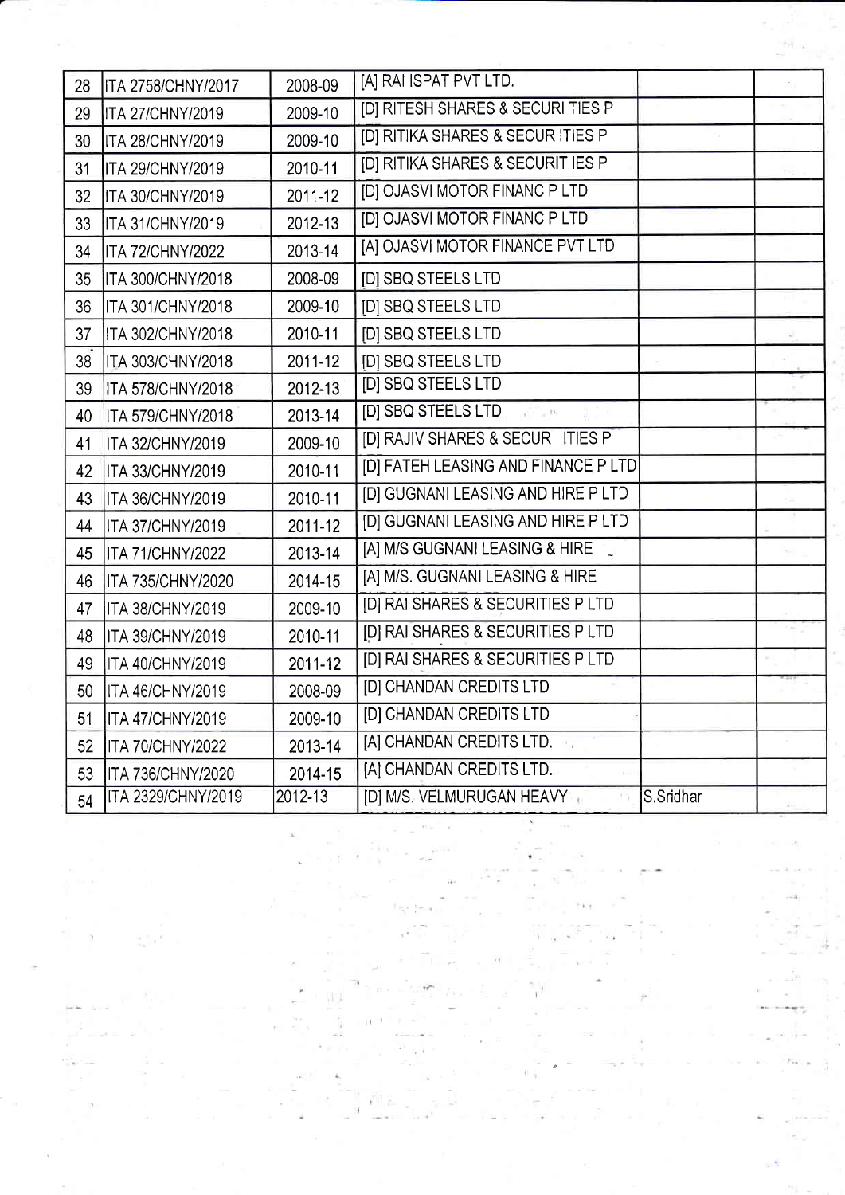| | | | | | |
|---|---|---|---|---|---|
| 28 | ITA 2758/CHNY/2017 | 2008-09 | [A] RAI ISPAT PVT LTD. | | |
| 29 | ITA 27/CHNY/2019 | 2009-10 | [D] RITESH SHARES & SECURI TIES P | | |
| 30 | ITA 28/CHNY/2019 | 2009-10 | [D] RITIKA SHARES & SECUR ITIES P | | |
| 31 | ITA 29/CHNY/2019 | 2010-11 | [D] RITIKA SHARES & SECURIT IES P | | |
| 32 | ITA 30/CHNY/2019 | 2011-12 | [D] OJASVI MOTOR FINANC P LTD | | |
| 33 | ITA 31/CHNY/2019 | 2012-13 | [D] OJASVI MOTOR FINANC P LTD | | |
| 34 | ITA 72/CHNY/2022 | 2013-14 | [A] OJASVI MOTOR FINANCE PVT LTD | | |
| 35 | ITA 300/CHNY/2018 | 2008-09 | [D] SBQ STEELS LTD | | |
| 36 | ITA 301/CHNY/2018 | 2009-10 | [D] SBQ STEELS LTD | | |
| 37 | ITA 302/CHNY/2018 | 2010-11 | [D] SBQ STEELS LTD | | |
| 38 | ITA 303/CHNY/2018 | 2011-12 | [D] SBQ STEELS LTD | | |
| 39 | ITA 578/CHNY/2018 | 2012-13 | [D] SBQ STEELS LTD | | |
| 40 | ITA 579/CHNY/2018 | 2013-14 | [D] SBQ STEELS LTD | | |
| 41 | ITA 32/CHNY/2019 | 2009-10 | [D] RAJIV SHARES & SECUR ITIES P | | |
| 42 | ITA 33/CHNY/2019 | 2010-11 | [D] FATEH LEASING AND FINANCE P LTD | | |
| 43 | ITA 36/CHNY/2019 | 2010-11 | [D] GUGNANI LEASING AND HIRE P LTD | | |
| 44 | ITA 37/CHNY/2019 | 2011-12 | [D] GUGNANI LEASING AND HIRE P LTD | | |
| 45 | ITA 71/CHNY/2022 | 2013-14 | [A] M/S GUGNANI LEASING & HIRE | | |
| 46 | ITA 735/CHNY/2020 | 2014-15 | [A] M/S. GUGNANI LEASING & HIRE | | |
| 47 | ITA 38/CHNY/2019 | 2009-10 | [D] RAI SHARES & SECURITIES P LTD | | |
| 48 | ITA 39/CHNY/2019 | 2010-11 | [D] RAI SHARES & SECURITIES P LTD | | |
| 49 | ITA 40/CHNY/2019 | 2011-12 | [D] RAI SHARES & SECURITIES P LTD | | |
| 50 | ITA 46/CHNY/2019 | 2008-09 | [D] CHANDAN CREDITS LTD | | |
| 51 | ITA 47/CHNY/2019 | 2009-10 | [D] CHANDAN CREDITS LTD | | |
| 52 | ITA 70/CHNY/2022 | 2013-14 | [A] CHANDAN CREDITS LTD. | | |
| 53 | ITA 736/CHNY/2020 | 2014-15 | [A] CHANDAN CREDITS LTD. | | |
| 54 | ITA 2329/CHNY/2019 | 2012-13 | [D] M/S. VELMURUGAN HEAVY | S.Sridhar | |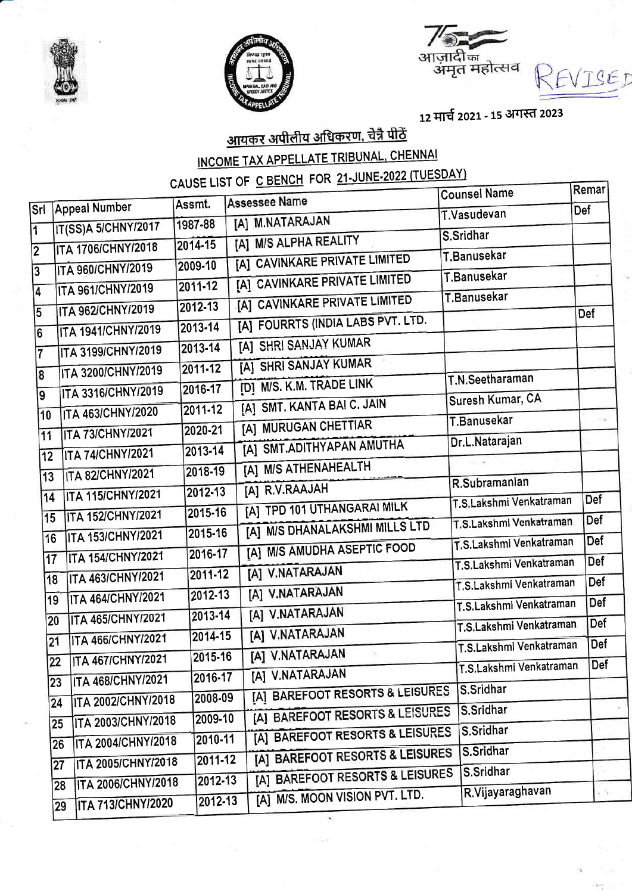REVISED

आज़ादी का अमृत महोत्सव

12 मार्च 2021 - 15 अगस्त 2023

## आयकर अपीलीय अधिकरण, चेन्नै पीठें

## INCOME TAX APPELLATE TRIBUNAL, CHENNAI

### CAUSE LIST OF C BENCH FOR 21-JUNE-2022 (TUESDAY)

| Srl | Appeal Number | Assmt. | Assessee Name | Counsel Name | Remar |
|---|---|---|---|---|---|
| 1 | IT(SS)A 5/CHNY/2017 | 1987-88 | [A] M.NATARAJAN | T.Vasudevan | Def |
| 2 | ITA 1706/CHNY/2018 | 2014-15 | [A] M/S ALPHA REALITY | S.Sridhar | |
| 3 | ITA 960/CHNY/2019 | 2009-10 | [A] CAVINKARE PRIVATE LIMITED | T.Banusekar | |
| 4 | ITA 961/CHNY/2019 | 2011-12 | [A] CAVINKARE PRIVATE LIMITED | T.Banusekar | |
| 5 | ITA 962/CHNY/2019 | 2012-13 | [A] CAVINKARE PRIVATE LIMITED | T.Banusekar | |
| 6 | ITA 1941/CHNY/2019 | 2013-14 | [A] FOURRTS (INDIA LABS PVT. LTD. | | Def |
| 7 | ITA 3199/CHNY/2019 | 2013-14 | [A] SHRI SANJAY KUMAR | | |
| 8 | ITA 3200/CHNY/2019 | 2011-12 | [A] SHRI SANJAY KUMAR | | |
| 9 | ITA 3316/CHNY/2019 | 2016-17 | [D] M/S. K.M. TRADE LINK | T.N.Seetharaman | |
| 10 | ITA 463/CHNY/2020 | 2011-12 | [A] SMT. KANTA BAI C. JAIN | Suresh Kumar, CA | |
| 11 | ITA 73/CHNY/2021 | 2020-21 | [A] MURUGAN CHETTIAR | T.Banusekar | |
| 12 | ITA 74/CHNY/2021 | 2013-14 | [A] SMT.ADITHYAPAN AMUTHA | Dr.L.Natarajan | |
| 13 | ITA 82/CHNY/2021 | 2018-19 | [A] M/S ATHENAHEALTH | | |
| 14 | ITA 115/CHNY/2021 | 2012-13 | [A] R.V.RAAJAH | R.Subramanian | |
| 15 | ITA 152/CHNY/2021 | 2015-16 | [A] TPD 101 UTHANGARAI MILK | T.S.Lakshmi Venkatraman | Def |
| 16 | ITA 153/CHNY/2021 | 2015-16 | [A] M/S DHANALAKSHMI MILLS LTD | T.S.Lakshmi Venkatraman | Def |
| 17 | ITA 154/CHNY/2021 | 2016-17 | [A] M/S AMUDHA ASEPTIC FOOD | T.S.Lakshmi Venkatraman | Def |
| 18 | ITA 463/CHNY/2021 | 2011-12 | [A] V.NATARAJAN | T.S.Lakshmi Venkatraman | Def |
| 19 | ITA 464/CHNY/2021 | 2012-13 | [A] V.NATARAJAN | T.S.Lakshmi Venkatraman | Def |
| 20 | ITA 465/CHNY/2021 | 2013-14 | [A] V.NATARAJAN | T.S.Lakshmi Venkatraman | Def |
| 21 | ITA 466/CHNY/2021 | 2014-15 | [A] V.NATARAJAN | T.S.Lakshmi Venkatraman | Def |
| 22 | ITA 467/CHNY/2021 | 2015-16 | [A] V.NATARAJAN | T.S.Lakshmi Venkatraman | Def |
| 23 | ITA 468/CHNY/2021 | 2016-17 | [A] V.NATARAJAN | T.S.Lakshmi Venkatraman | Def |
| 24 | ITA 2002/CHNY/2018 | 2008-09 | [A] BAREFOOT RESORTS & LEISURES | S.Sridhar | |
| 25 | ITA 2003/CHNY/2018 | 2009-10 | [A] BAREFOOT RESORTS & LEISURES | S.Sridhar | |
| 26 | ITA 2004/CHNY/2018 | 2010-11 | [A] BAREFOOT RESORTS & LEISURES | S.Sridhar | |
| 27 | ITA 2005/CHNY/2018 | 2011-12 | [A] BAREFOOT RESORTS & LEISURES | S.Sridhar | |
| 28 | ITA 2006/CHNY/2018 | 2012-13 | [A] BAREFOOT RESORTS & LEISURES | S.Sridhar | |
| 29 | ITA 713/CHNY/2020 | 2012-13 | [A] M/S. MOON VISION PVT. LTD. | R.Vijayaraghavan | |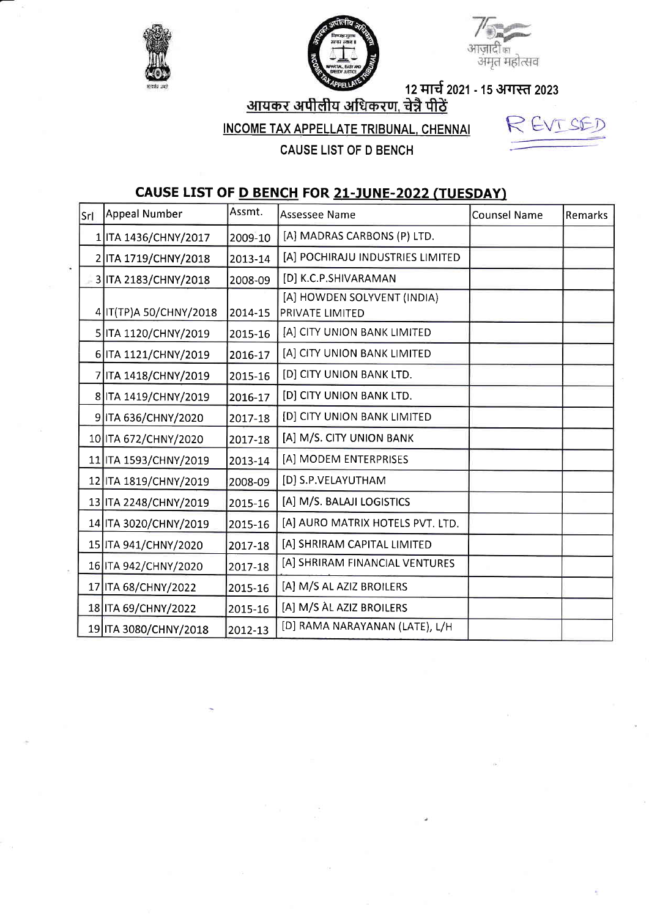12 मार्च 2021 - 15 अगस्त 2023

आज़ादी का अमृत महोत्सव

## आयकर अपीलीय अधिकरण, चेन्नै पीठें

## INCOME TAX APPELLATE TRIBUNAL, CHENNAI

REVISED

### CAUSE LIST OF D BENCH

### CAUSE LIST OF D BENCH FOR 21-JUNE-2022 (TUESDAY)

| Srl | Appeal Number | Assmt. | Assessee Name | Counsel Name | Remarks |
|---|---|---|---|---|---|
| 1 | ITA 1436/CHNY/2017 | 2009-10 | [A] MADRAS CARBONS (P) LTD. | | |
| 2 | ITA 1719/CHNY/2018 | 2013-14 | [A] POCHIRAJU INDUSTRIES LIMITED | | |
| 3 | ITA 2183/CHNY/2018 | 2008-09 | [D] K.C.P.SHIVARAMAN | | |
| 4 | IT(TP)A 50/CHNY/2018 | 2014-15 | [A] HOWDEN SOLYVENT (INDIA) PRIVATE LIMITED | | |
| 5 | ITA 1120/CHNY/2019 | 2015-16 | [A] CITY UNION BANK LIMITED | | |
| 6 | ITA 1121/CHNY/2019 | 2016-17 | [A] CITY UNION BANK LIMITED | | |
| 7 | ITA 1418/CHNY/2019 | 2015-16 | [D] CITY UNION BANK LTD. | | |
| 8 | ITA 1419/CHNY/2019 | 2016-17 | [D] CITY UNION BANK LTD. | | |
| 9 | ITA 636/CHNY/2020 | 2017-18 | [D] CITY UNION BANK LIMITED | | |
| 10 | ITA 672/CHNY/2020 | 2017-18 | [A] M/S. CITY UNION BANK | | |
| 11 | ITA 1593/CHNY/2019 | 2013-14 | [A] MODEM ENTERPRISES | | |
| 12 | ITA 1819/CHNY/2019 | 2008-09 | [D] S.P.VELAYUTHAM | | |
| 13 | ITA 2248/CHNY/2019 | 2015-16 | [A] M/S. BALAJI LOGISTICS | | |
| 14 | ITA 3020/CHNY/2019 | 2015-16 | [A] AURO MATRIX HOTELS PVT. LTD. | | |
| 15 | ITA 941/CHNY/2020 | 2017-18 | [A] SHRIRAM CAPITAL LIMITED | | |
| 16 | ITA 942/CHNY/2020 | 2017-18 | [A] SHRIRAM FINANCIAL VENTURES | | |
| 17 | ITA 68/CHNY/2022 | 2015-16 | [A] M/S AL AZIZ BROILERS | | |
| 18 | ITA 69/CHNY/2022 | 2015-16 | [A] M/S AL AZIZ BROILERS | | |
| 19 | ITA 3080/CHNY/2018 | 2012-13 | [D] RAMA NARAYANAN (LATE), L/H | | |